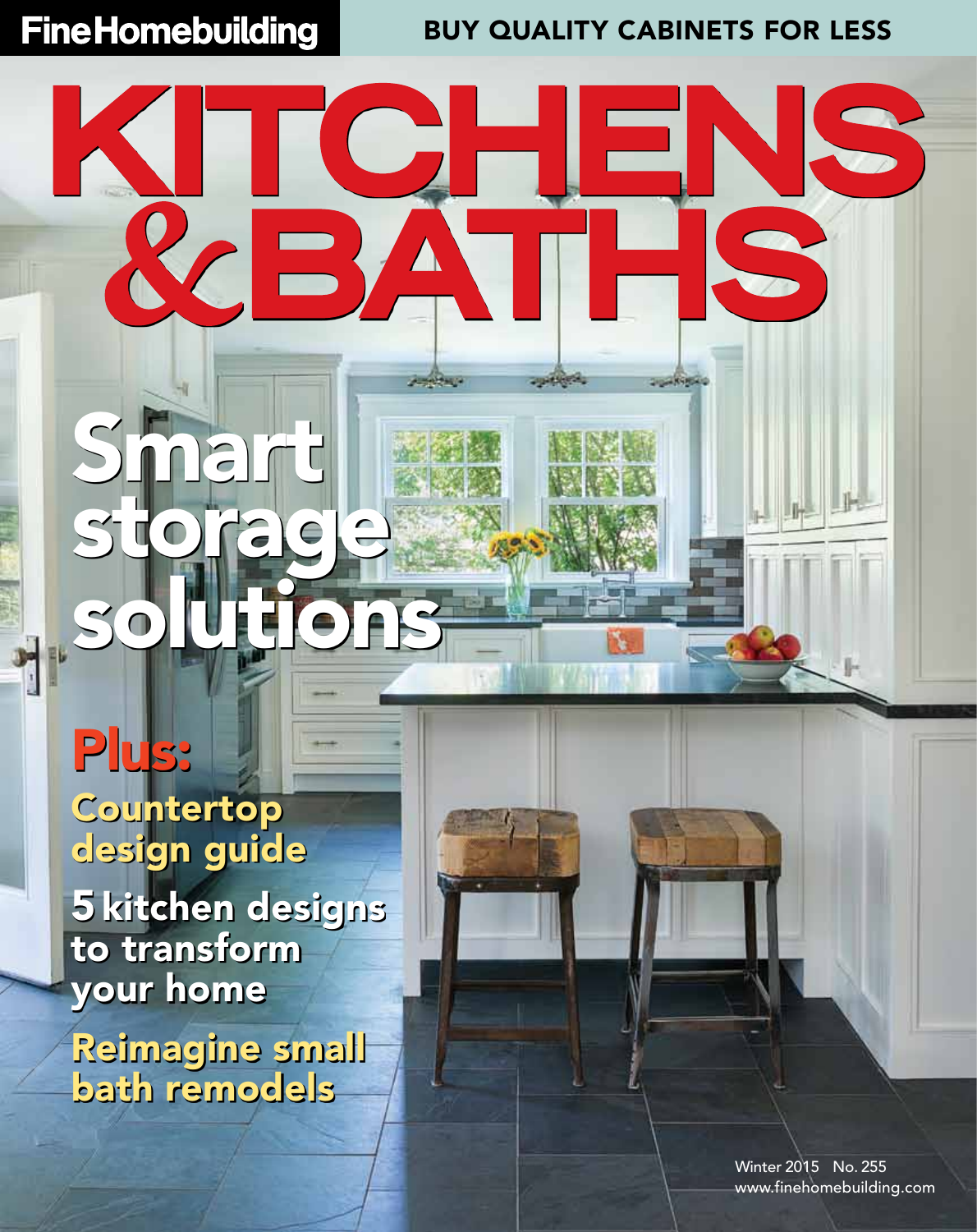Fine Homebuilding

BUY QUALITY CABINETS FOR LESS

# KITCHENS & BATHS

## Smart storage solutions

**Plus:**

Countertop design guide

5 kitchen designs to transform your home

Reimagine small bath remodels

Winter 2015 No. 255
www.finehomebuilding.com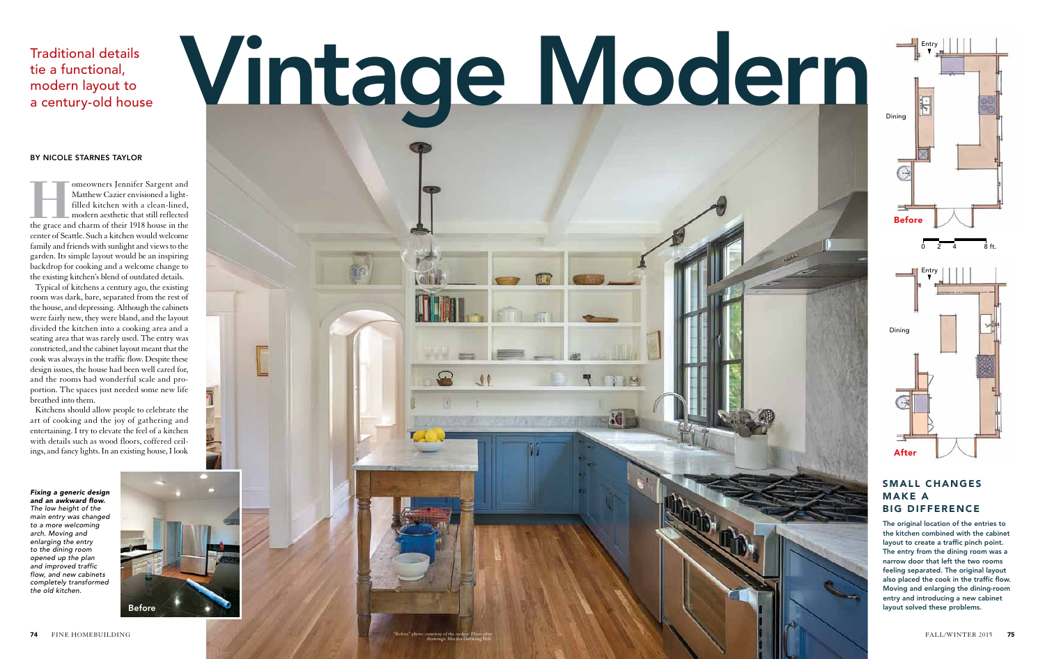# Vintage Modern

Traditional details tie a functional, modern layout to a century-old house

BY NICOLE STARNES TAYLOR

Homeowners Jennifer Sargent and Matthew Cazier envisioned a light-filled kitchen with a clean-lined, modern aesthetic that still reflected the grace and charm of their 1918 house in the center of Seattle. Such a kitchen would welcome family and friends with sunlight and views to the garden. Its simple layout would be an inspiring backdrop for cooking and a welcome change to the existing kitchen's blend of outdated details.

Typical of kitchens a century ago, the existing room was dark, bare, separated from the rest of the house, and depressing. Although the cabinets were fairly new, they were bland, and the layout divided the kitchen into a cooking area and a seating area that was rarely used. The entry was constricted, and the cabinet layout meant that the cook was always in the traffic flow. Despite these design issues, the house had been well cared for, and the rooms had wonderful scale and proportion. The spaces just needed some new life breathed into them.

Kitchens should allow people to celebrate the art of cooking and the joy of gathering and entertaining. I try to elevate the feel of a kitchen with details such as wood floors, coffered ceilings, and fancy lights. In an existing house, I look

***Fixing a generic design and an awkward flow.*** *The low height of the main entry was changed to a more welcoming arch. Moving and enlarging the entry to the dining room opened up the plan and improved traffic flow, and new cabinets completely transformed the old kitchen.*

Before

"Before" photo: courtesy of the author. Floor-plan drawings: Martha Garstang Hill.

Entry

Dining

Before

0 2 4 8 ft.

Entry

Dining

After

## SMALL CHANGES MAKE A BIG DIFFERENCE

**The original location of the entries to the kitchen combined with the cabinet layout to create a traffic pinch point. The entry from the dining room was a narrow door that left the two rooms feeling separated. The original layout also placed the cook in the traffic flow. Moving and enlarging the dining-room entry and introducing a new cabinet layout solved these problems.**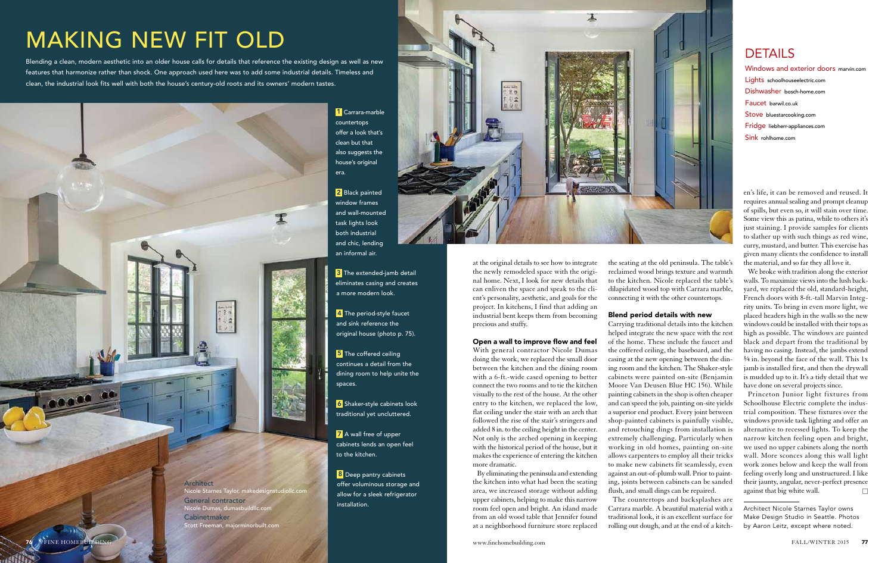# MAKING NEW FIT OLD

Blending a clean, modern aesthetic into an older house calls for details that reference the existing design as well as new features that harmonize rather than shock. One approach used here was to add some industrial details. Timeless and clean, the industrial look fits well with both the house's century-old roots and its owners' modern tastes.

**1** Carrara-marble countertops offer a look that's clean but that also suggests the house's original era.

**2** Black painted window frames and wall-mounted task lights look both industrial and chic, lending an informal air.

**3** The extended-jamb detail eliminates casing and creates a more modern look.

**4** The period-style faucet and sink reference the original house (photo p. 75).

**5** The coffered ceiling continues a detail from the dining room to help unite the spaces.

**6** Shaker-style cabinets look traditional yet uncluttered.

**7** A wall free of upper cabinets lends an open feel to the kitchen.

**8** Deep pantry cabinets offer voluminous storage and allow for a sleek refrigerator installation.

Architect
Nicole Starnes Taylor, makedesignstudiollc.com

General contractor
Nicole Dumas, dumasbuildllc.com

Cabinetmaker
Scott Freeman, majorminorbuilt.com

## DETAILS

Windows and exterior doors marvin.com
Lights schoolhouseelectric.com
Dishwasher bosch-home.com
Faucet barwil.co.uk
Stove bluestarcooking.com
Fridge liebherr-appliances.com
Sink rohlhome.com

at the original details to see how to integrate the newly remodeled space with the original home. Next, I look for new details that can enliven the space and speak to the client's personality, aesthetic, and goals for the project. In kitchens, I find that adding an industrial bent keeps them from becoming precious and stuffy.

### Open a wall to improve flow and feel

With general contractor Nicole Dumas doing the work, we replaced the small door between the kitchen and the dining room with a 6-ft.-wide cased opening to better connect the two rooms and to tie the kitchen visually to the rest of the house. At the other entry to the kitchen, we replaced the low, flat ceiling under the stair with an arch that followed the rise of the stair's stringers and added 8 in. to the ceiling height in the center. Not only is the arched opening in keeping with the historical period of the house, but it makes the experience of entering the kitchen more dramatic.

By eliminating the peninsula and extending the kitchen into what had been the seating area, we increased storage without adding upper cabinets, helping to make this narrow room feel open and bright. An island made from an old wood table that Jennifer found at a neighborhood furniture store replaced the seating at the old peninsula. The table's reclaimed wood brings texture and warmth to the kitchen. Nicole replaced the table's dilapidated wood top with Carrara marble, connecting it with the other countertops.

### Blend period details with new

Carrying traditional details into the kitchen helped integrate the new space with the rest of the home. These include the faucet and the coffered ceiling, the baseboard, and the casing at the new opening between the dining room and the kitchen. The Shaker-style cabinets were painted on-site (Benjamin Moore Van Deusen Blue HC 156). While painting cabinets in the shop is often cheaper and can speed the job, painting on-site yields a superior end product. Every joint between shop-painted cabinets is painfully visible, and retouching dings from installation is extremely challenging. Particularly when working in old homes, painting on-site allows carpenters to employ all their tricks to make new cabinets fit seamlessly, even against an out-of-plumb wall. Prior to painting, joints between cabinets can be sanded flush, and small dings can be repaired.

The countertops and backsplashes are Carrara marble. A beautiful material with a traditional look, it is an excellent surface for rolling out dough, and at the end of a kitchen's life, it can be removed and reused. It requires annual sealing and prompt cleanup of spills, but even so, it will stain over time. Some view this as patina, while to others it's just staining. I provide samples for clients to slather up with such things as red wine, curry, mustard, and butter. This exercise has given many clients the confidence to install the material, and so far they all love it.

We broke with tradition along the exterior walls. To maximize views into the lush backyard, we replaced the old, standard-height, French doors with 8-ft.-tall Marvin Integrity units. To bring in even more light, we placed headers high in the walls so the new windows could be installed with their tops as high as possible. The windows are painted black and depart from the traditional by having no casing. Instead, the jambs extend ¾ in. beyond the face of the wall. This 1x jamb is installed first, and then the drywall is mudded up to it. It's a tidy detail that we have done on several projects since.

Princeton Junior light fixtures from Schoolhouse Electric complete the industrial composition. These fixtures over the windows provide task lighting and offer an alternative to recessed lights. To keep the narrow kitchen feeling open and bright, we used no upper cabinets along the north wall. More sconces along this wall light work zones below and keep the wall from feeling overly long and unstructured. I like their jaunty, angular, never-perfect presence against that big white wall. □

Architect Nicole Starnes Taylor owns Make Design Studio in Seattle. Photos by Aaron Leitz, except where noted.